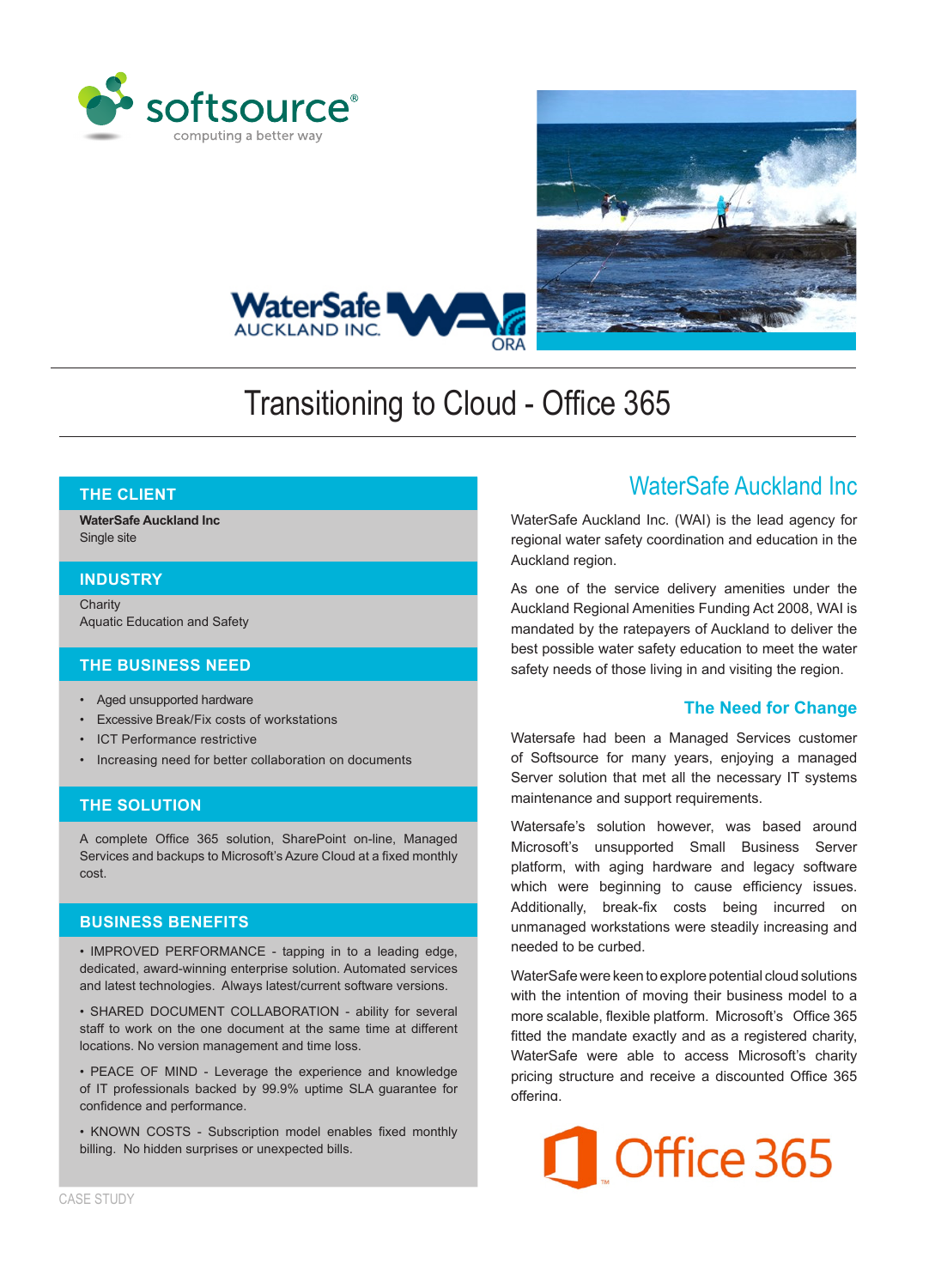softsource
computing a better way

WaterSafe AUCKLAND INC. WAI ORA

# Transitioning to Cloud - Office 365

## THE CLIENT

**WaterSafe Auckland Inc**
Single site

## INDUSTRY

Charity
Aquatic Education and Safety

## THE BUSINESS NEED

- Aged unsupported hardware
- Excessive Break/Fix costs of workstations
- ICT Performance restrictive
- Increasing need for better collaboration on documents

## THE SOLUTION

A complete Office 365 solution, SharePoint on-line, Managed Services and backups to Microsoft's Azure Cloud at a fixed monthly cost.

## BUSINESS BENEFITS

• IMPROVED PERFORMANCE - tapping in to a leading edge, dedicated, award-winning enterprise solution. Automated services and latest technologies. Always latest/current software versions.

• SHARED DOCUMENT COLLABORATION - ability for several staff to work on the one document at the same time at different locations. No version management and time loss.

• PEACE OF MIND - Leverage the experience and knowledge of IT professionals backed by 99.9% uptime SLA guarantee for confidence and performance.

• KNOWN COSTS - Subscription model enables fixed monthly billing. No hidden surprises or unexpected bills.

## WaterSafe Auckland Inc

WaterSafe Auckland Inc. (WAI) is the lead agency for regional water safety coordination and education in the Auckland region.

As one of the service delivery amenities under the Auckland Regional Amenities Funding Act 2008, WAI is mandated by the ratepayers of Auckland to deliver the best possible water safety education to meet the water safety needs of those living in and visiting the region.

### The Need for Change

Watersafe had been a Managed Services customer of Softsource for many years, enjoying a managed Server solution that met all the necessary IT systems maintenance and support requirements.

Watersafe's solution however, was based around Microsoft's unsupported Small Business Server platform, with aging hardware and legacy software which were beginning to cause efficiency issues. Additionally, break-fix costs being incurred on unmanaged workstations were steadily increasing and needed to be curbed.

WaterSafe were keen to explore potential cloud solutions with the intention of moving their business model to a more scalable, flexible platform. Microsoft's Office 365 fitted the mandate exactly and as a registered charity, WaterSafe were able to access Microsoft's charity pricing structure and receive a discounted Office 365 offering.

Office 365

CASE STUDY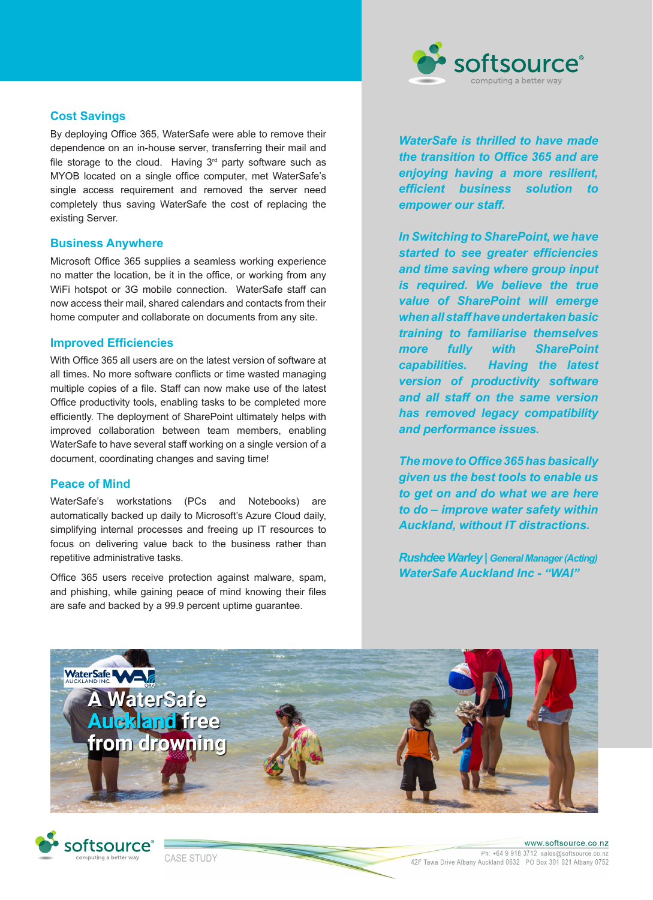## Cost Savings

By deploying Office 365, WaterSafe were able to remove their dependence on an in-house server, transferring their mail and file storage to the cloud. Having 3rd party software such as MYOB located on a single office computer, met WaterSafe's single access requirement and removed the server need completely thus saving WaterSafe the cost of replacing the existing Server.

## Business Anywhere

Microsoft Office 365 supplies a seamless working experience no matter the location, be it in the office, or working from any WiFi hotspot or 3G mobile connection. WaterSafe staff can now access their mail, shared calendars and contacts from their home computer and collaborate on documents from any site.

## Improved Efficiencies

With Office 365 all users are on the latest version of software at all times. No more software conflicts or time wasted managing multiple copies of a file. Staff can now make use of the latest Office productivity tools, enabling tasks to be completed more efficiently. The deployment of SharePoint ultimately helps with improved collaboration between team members, enabling WaterSafe to have several staff working on a single version of a document, coordinating changes and saving time!

## Peace of Mind

WaterSafe's workstations (PCs and Notebooks) are automatically backed up daily to Microsoft's Azure Cloud daily, simplifying internal processes and freeing up IT resources to focus on delivering value back to the business rather than repetitive administrative tasks.

Office 365 users receive protection against malware, spam, and phishing, while gaining peace of mind knowing their files are safe and backed by a 99.9 percent uptime guarantee.

*WaterSafe is thrilled to have made the transition to Office 365 and are enjoying having a more resilient, efficient business solution to empower our staff.*

*In Switching to SharePoint, we have started to see greater efficiencies and time saving where group input is required. We believe the true value of SharePoint will emerge when all staff have undertaken basic training to familiarise themselves more fully with SharePoint capabilities. Having the latest version of productivity software and all staff on the same version has removed legacy compatibility and performance issues.*

*The move to Office 365 has basically given us the best tools to enable us to get on and do what we are here to do – improve water safety within Auckland, without IT distractions.*

***Rushdee Warley** | General Manager (Acting)*
***WaterSafe Auckland Inc - "WAI"***

A WaterSafe Auckland free from drowning

CASE STUDY

www.softsource.co.nz
Ph: +64 9 918 3712 sales@softsource.co.nz
42F Tawa Drive Albany Auckland 0632 PO Box 301 021 Albany 0752